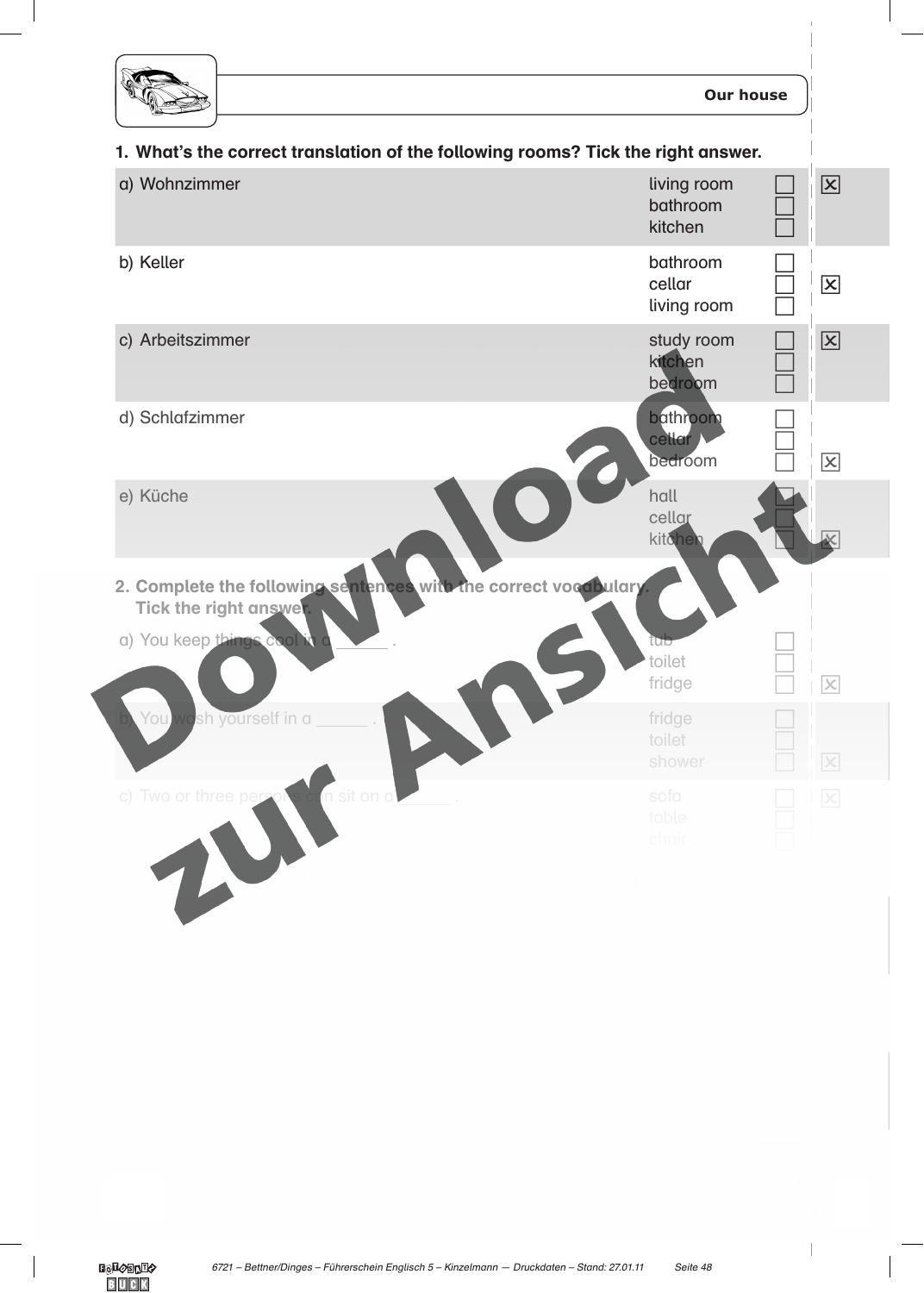## Our house

**1. What's the correct translation of the following rooms? Tick the right answer.**

| | | | |
|---|---|---|---|
| a) Wohnzimmer | living room<br>bathroom<br>kitchen | ☐<br>☐<br>☐ | ☒ |
| b) Keller | bathroom<br>cellar<br>living room | ☐<br>☐<br>☐ | ☒ |
| c) Arbeitszimmer | study room<br>kitchen<br>bedroom | ☐<br>☐<br>☐ | ☒ |
| d) Schlafzimmer | bathroom<br>cellar<br>bedroom | ☐<br>☐<br>☐ | ☒ |
| e) Küche | hall<br>cellar<br>kitchen | ☐<br>☐<br>☐ | ☒ |

**2. Complete the following sentences with the correct vocabulary. Tick the right answer.**

| | | | |
|---|---|---|---|
| a) You keep things cool in a ______ . | tub<br>toilet<br>fridge | ☐<br>☐<br>☐ | ☒ |
| b) You wash yourself in a ______ . | fridge<br>toilet<br>shower | ☐<br>☐<br>☐ | ☒ |
| c) Two or three persons can sit on a ______ . | sofa<br>table<br>chair | ☐<br>☐<br>☐ | ☒ |

Download zur Ansicht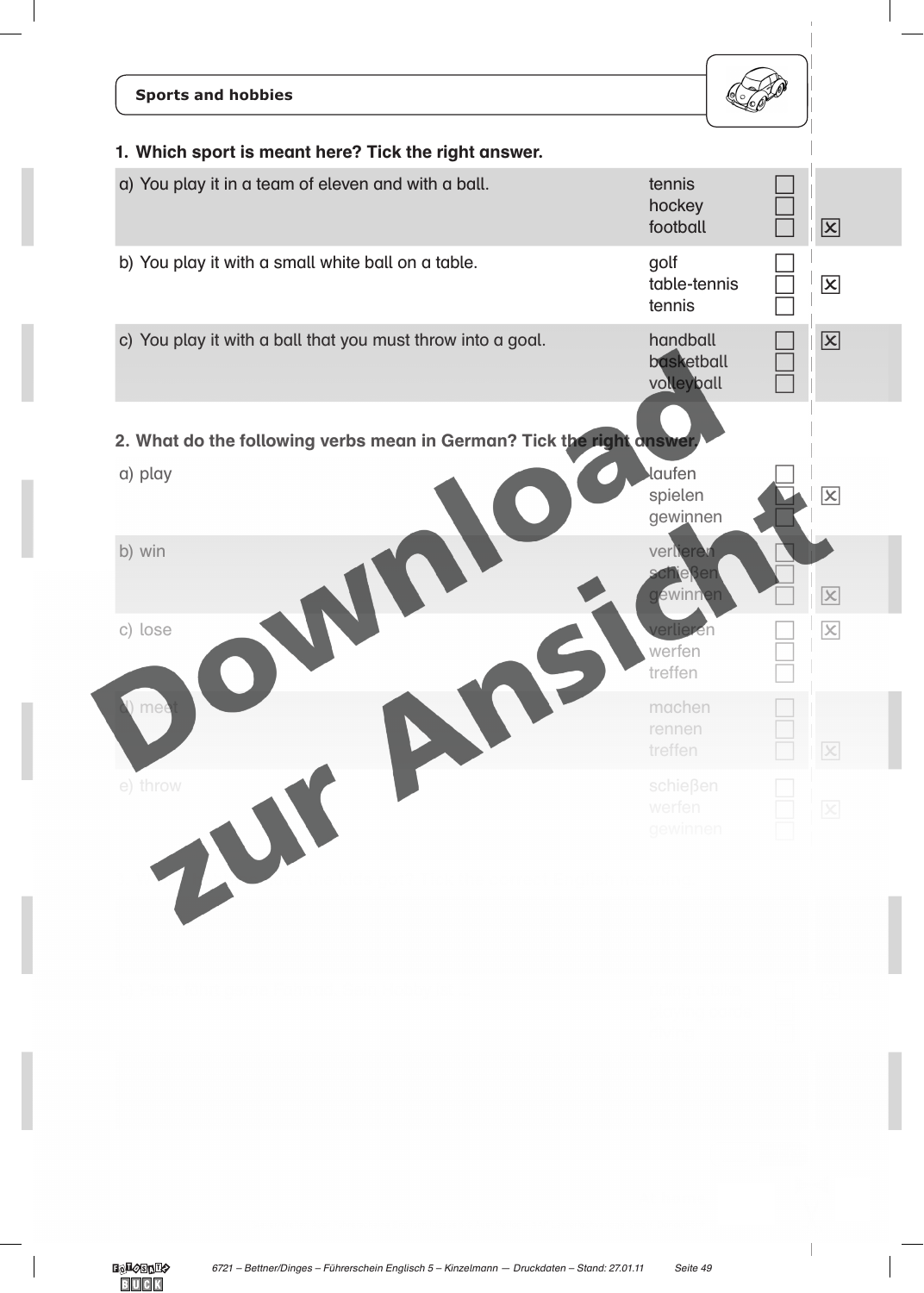**Sports and hobbies**

**1. Which sport is meant here? Tick the right answer.**

| | | | |
|---|---|---|---|
| a) You play it in a team of eleven and with a ball. | tennis<br>hockey<br>football | ☐<br>☐<br>☐ | ☒ |
| b) You play it with a small white ball on a table. | golf<br>table-tennis<br>tennis | ☐<br>☐<br>☐ | ☒ |
| c) You play it with a ball that you must throw into a goal. | handball<br>basketball<br>volleyball | ☐<br>☐<br>☐ | ☒ |

**2. What do the following verbs mean in German? Tick the right answer.**

| | | | |
|---|---|---|---|
| a) play | laufen<br>spielen<br>gewinnen | ☐<br>☐<br>☐ | ☒ |
| b) win | verlieren<br>schießen<br>gewinnen | ☐<br>☐<br>☐ | ☒ |
| c) lose | verlieren<br>werfen<br>treffen | ☐<br>☐<br>☐ | ☒ |
| d) meet | machen<br>rennen<br>treffen | ☐<br>☐<br>☐ | ☒ |
| e) throw | schießen<br>werfen<br>gewinnen | ☐<br>☐<br>☐ | ☒ |

Download zur Ansicht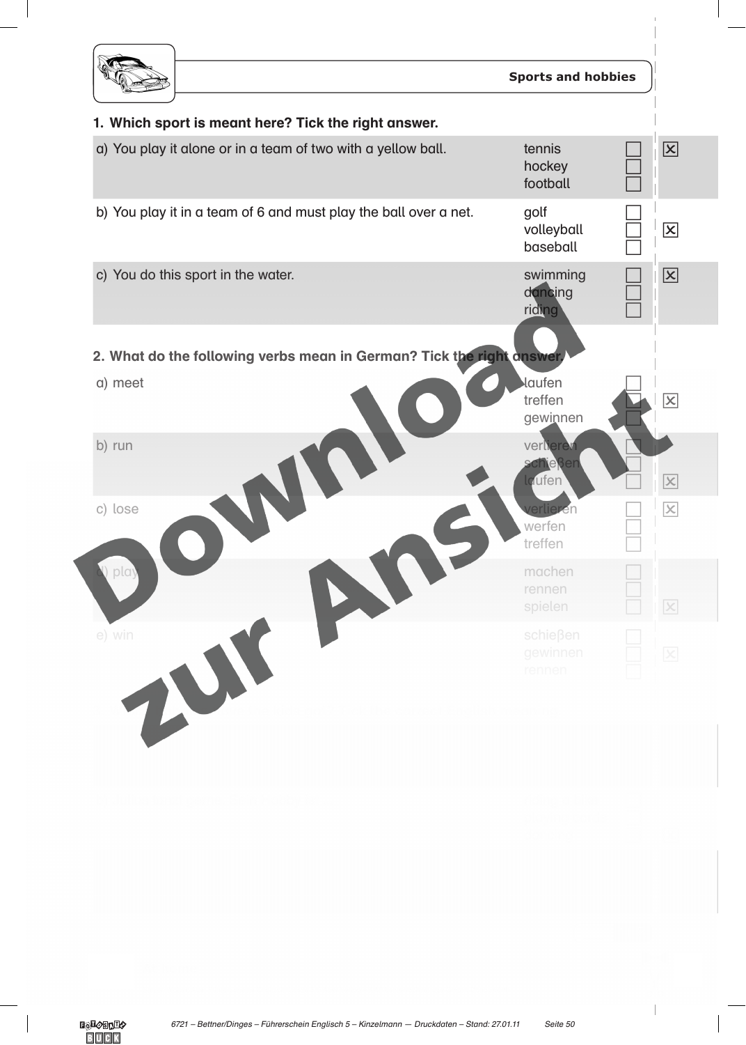**Sports and hobbies**

**1. Which sport is meant here? Tick the right answer.**

| | | | |
|---|---|---|---|
| a) You play it alone or in a team of two with a yellow ball. | tennis<br>hockey<br>football | ☐<br>☐<br>☐ | ☒ |
| b) You play it in a team of 6 and must play the ball over a net. | golf<br>volleyball<br>baseball | ☐<br>☐<br>☐ | ☒ |
| c) You do this sport in the water. | swimming<br>dancing<br>riding | ☐<br>☐<br>☐ | ☒ |

**2. What do the following verbs mean in German? Tick the right answer.**

| | | | |
|---|---|---|---|
| a) meet | laufen<br>treffen<br>gewinnen | ☐<br>☐<br>☐ | ☒ |
| b) run | verlieren<br>schießen<br>laufen | ☐<br>☐<br>☐ | ☒ |
| c) lose | verlieren<br>werfen<br>treffen | ☐<br>☐<br>☐ | ☒ |
| d) play | machen<br>rennen<br>spielen | ☐<br>☐<br>☐ | ☒ |
| e) win | schießen<br>gewinnen<br>rennen | ☐<br>☐<br>☐ | ☒ |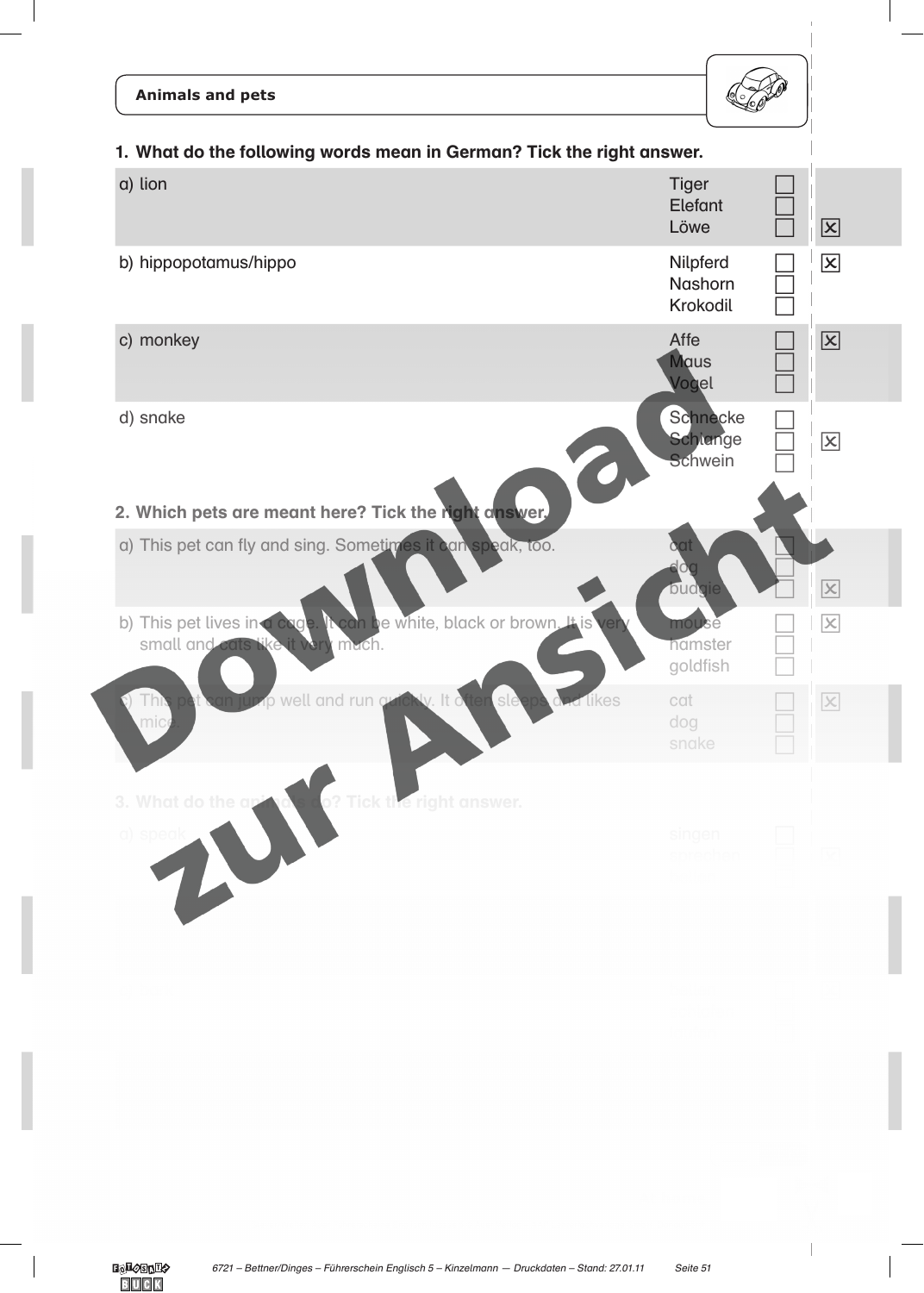## Animals and pets

### 1. What do the following words mean in German? Tick the right answer.

| | | | |
|---|---|---|---|
| a) lion | Tiger<br>Elefant<br>Löwe | ☐<br>☐<br>☐ | ☒ |
| b) hippopotamus/hippo | Nilpferd<br>Nashorn<br>Krokodil | ☐<br>☐<br>☐ | ☒ |
| c) monkey | Affe<br>Maus<br>Vogel | ☐<br>☐<br>☐ | ☒ |
| d) snake | Schnecke<br>Schlange<br>Schwein | ☐<br>☐<br>☐ | ☒ |

### 2. Which pets are meant here? Tick the right answer.

| | | | |
|---|---|---|---|
| a) This pet can fly and sing. Sometimes it can speak, too. | cat<br>dog<br>budgie | ☐<br>☐<br>☐ | ☒ |
| b) This pet lives in a cage. It can be white, black or brown. It is very small and cats like it very much. | mouse<br>hamster<br>goldfish | ☐<br>☐<br>☐ | ☒ |
| c) This pet can jump well and run quickly. It often sleeps and likes mice. | cat<br>dog<br>snake | ☐<br>☐<br>☐ | ☒ |

### 3. What do the animals do? Tick the right answer.

| | | | |
|---|---|---|---|
| a) speak | singen<br>sprechen | ☐<br>☐ | ☒ |

Download zur Ansicht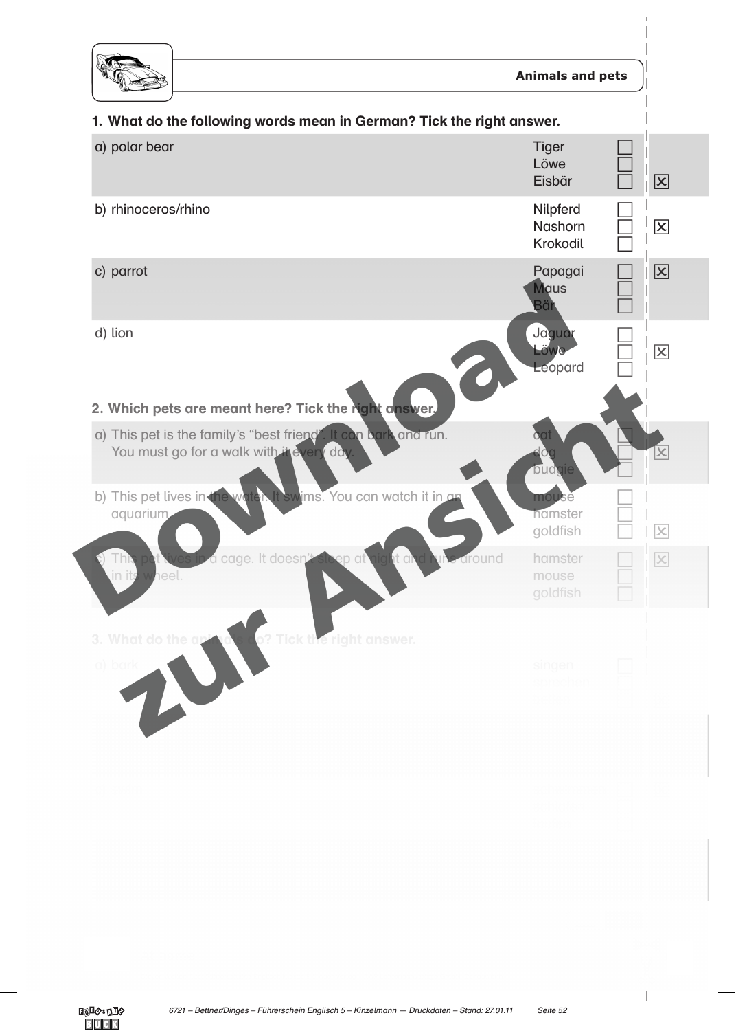## 1. What do the following words mean in German? Tick the right answer.

| | | | |
|---|---|---|---|
| a) polar bear | Tiger<br>Löwe<br>Eisbär | ☐<br>☐<br>☐ | ☒ (Eisbär) |
| b) rhinoceros/rhino | Nilpferd<br>Nashorn<br>Krokodil | ☐<br>☐<br>☐ | ☒ (Nashorn) |
| c) parrot | Papagai<br>Maus<br>Bär | ☐<br>☐<br>☐ | ☒ (Papagai) |
| d) lion | Jaguar<br>Löwe<br>Leopard | ☐<br>☐<br>☐ | ☒ (Löwe) |

## 2. Which pets are meant here? Tick the right answer.

| | | | |
|---|---|---|---|
| a) This pet is the family's "best friend". It can bark and run. You must go for a walk with it every day. | cat<br>dog<br>budgie | ☐<br>☐<br>☐ | ☒ (dog) |
| b) This pet lives in the water. It swims. You can watch it in an aquarium. | mouse<br>hamster<br>goldfish | ☐<br>☐<br>☐ | ☒ (goldfish) |
| c) This pet lives in a cage. It doesn't sleep at night and runs around in its wheel. | hamster<br>mouse<br>goldfish | ☐<br>☐<br>☐ | ☒ (hamster) |

## 3. What do the animals do? Tick the right answer.

| | | |
|---|---|---|
| a) bark | singen<br>schwimmen | ☐<br>☐ |

Download zur Ansicht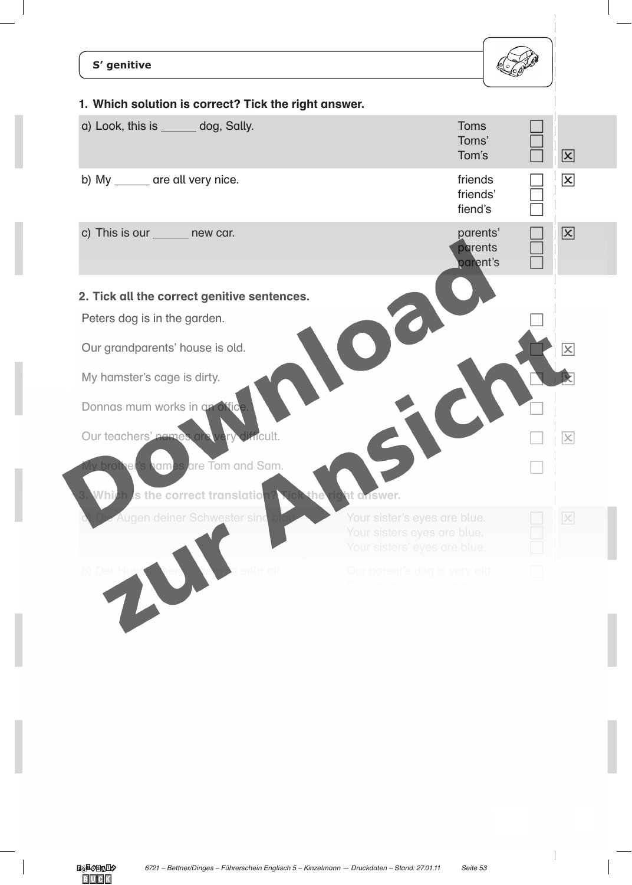**S' genitive**

**1. Which solution is correct? Tick the right answer.**

| | | | |
|---|---|---|---|
| a) Look, this is ______ dog, Sally. | Toms<br>Toms'<br>Tom's | ☐<br>☐<br>☐ | <br><br>☒ |
| b) My ______ are all very nice. | friends<br>friends'<br>fiend's | ☐<br>☐<br>☐ | ☒<br><br> |
| c) This is our ______ new car. | parents'<br>parents<br>parent's | ☐<br>☐<br>☐ | ☒<br><br> |

**2. Tick all the correct genitive sentences.**

| | | |
|---|---|---|
| Peters dog is in the garden. | ☐ | |
| Our grandparents' house is old. | ☐ | ☒ |
| My hamster's cage is dirty. | ☐ | ☒ |
| Donnas mum works in an office. | ☐ | |
| Our teachers' names are very difficult. | ☐ | ☒ |
| My brothers names are Tom and Sam. | ☐ | |

**3. Which is the correct translation? Tick the right answer.**

| | | | |
|---|---|---|---|
| a) Die Augen deiner Schwester sind blau. | Your sister's eyes are blue.<br>Your sisters eyes are blue.<br>Your sisters' eyes are blue. | ☐<br>☐<br>☐ | ☒<br><br> |
| b) Der Hund unserer Eltern ist sehr alt. | Our parent's dog is very old.<br>Our parents' dog is very old. | ☐<br>☐ | <br>☒ |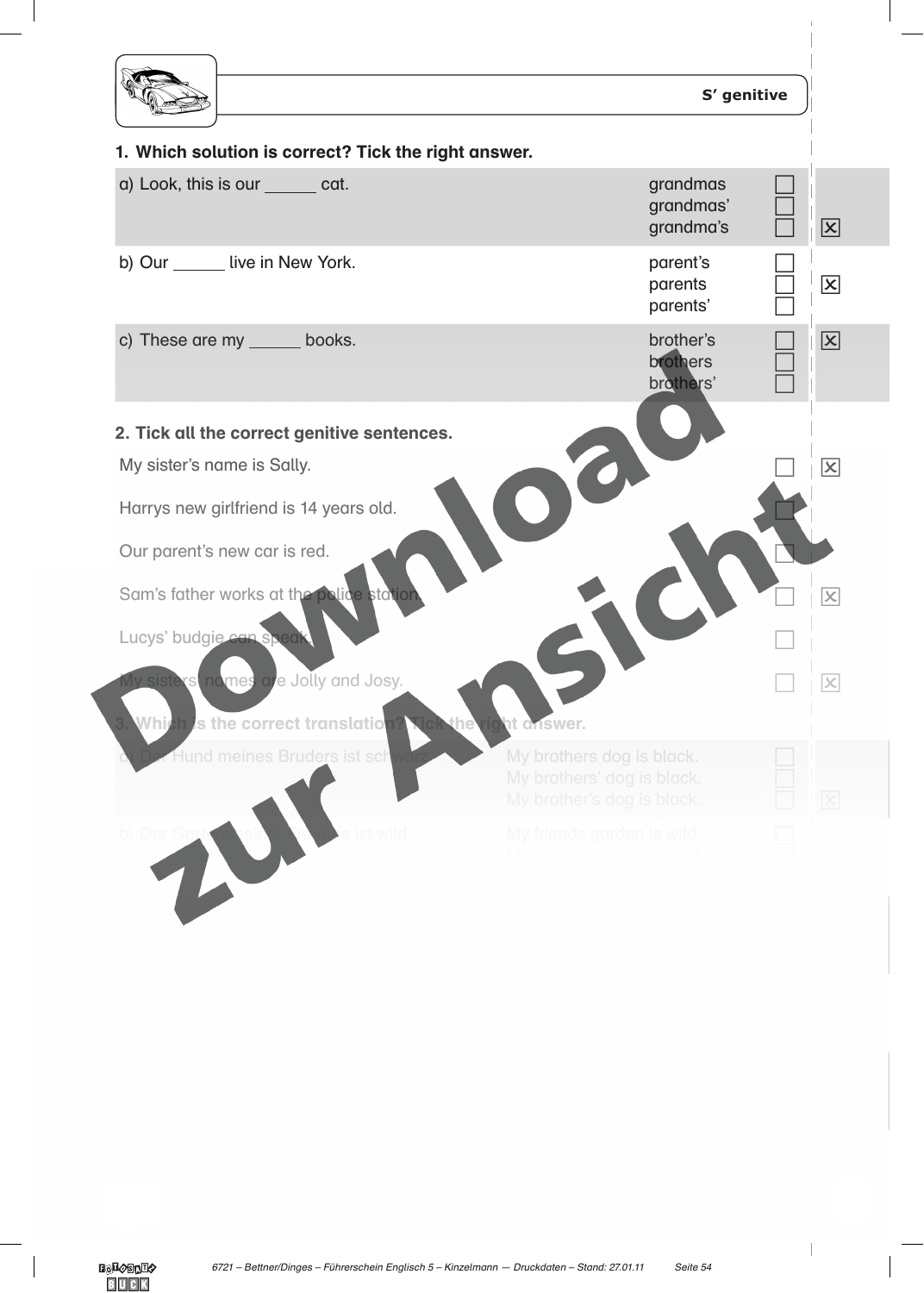S' genitive

**1. Which solution is correct? Tick the right answer.**

| | | | |
|---|---|---|---|
| a) Look, this is our ______ cat. | grandmas<br>grandmas'<br>grandma's | ☐<br>☐<br>☐ | ☒ (grandma's) |
| b) Our ______ live in New York. | parent's<br>parents<br>parents' | ☐<br>☐<br>☐ | ☒ (parents) |
| c) These are my ______ books. | brother's<br>brothers<br>brothers' | ☐<br>☐<br>☐ | ☒ (brother's) |

**2. Tick all the correct genitive sentences.**

| | | |
|---|---|---|
| My sister's name is Sally. | ☐ | ☒ |
| Harrys new girlfriend is 14 years old. | ☐ | |
| Our parent's new car is red. | ☐ | |
| Sam's father works at the police station. | ☐ | ☒ |
| Lucys' budgie can speak. | ☐ | |
| My sisters' names are Jolly and Josy. | ☐ | ☒ |

**3. Which is the correct translation? Tick the right answer.**

| | | | |
|---|---|---|---|
| a) Der Hund meines Bruders ist schwarz. | My brothers dog is black.<br>My brothers' dog is black.<br>My brother's dog is black. | ☐<br>☐<br>☐ | ☒ (My brother's dog is black.) |
| b) Der Garten meines Freundes ist wild. | My friends garden is wild.<br>My friends' garden is wild. | ☐<br>☐ | ☒ |

Download zur Ansicht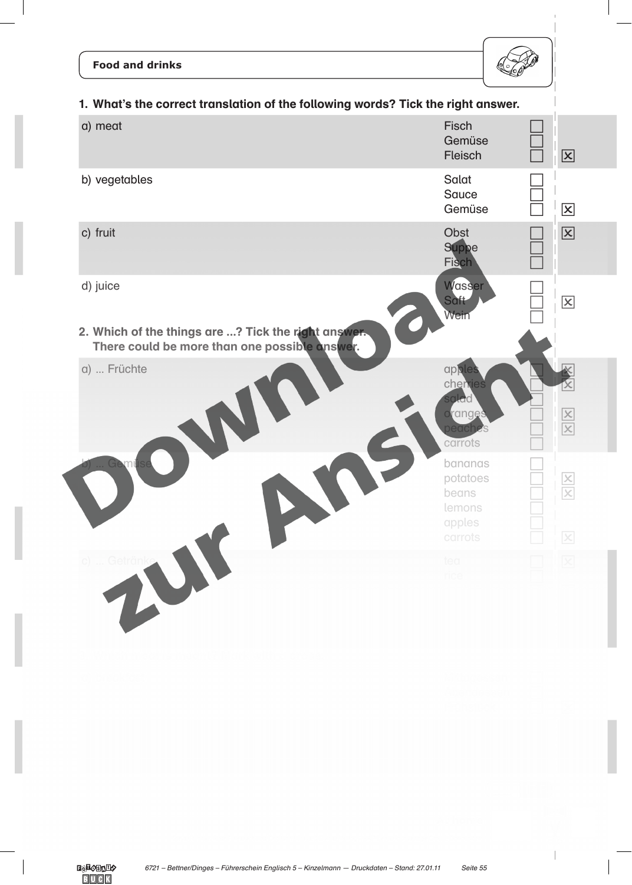## Food and drinks

**1. What's the correct translation of the following words? Tick the right answer.**

| | | | |
|---|---|---|---|
| a) meat | Fisch | ☐ | |
| | Gemüse | ☐ | |
| | Fleisch | ☐ | ☒ |
| b) vegetables | Salat | ☐ | |
| | Sauce | ☐ | |
| | Gemüse | ☐ | ☒ |
| c) fruit | Obst | ☐ | ☒ |
| | Suppe | ☐ | |
| | Fisch | ☐ | |
| d) juice | Wasser | ☐ | |
| | Saft | ☐ | ☒ |
| | Wein | ☐ | |

**2. Which of the things are ...? Tick the right answer. There could be more than one possible answer.**

| | | | |
|---|---|---|---|
| a) ... Früchte | apples | ☐ | ☒ |
| | cherries | ☐ | ☒ |
| | salad | ☐ | |
| | oranges | ☐ | ☒ |
| | peaches | ☐ | ☒ |
| | carrots | ☐ | |
| b) ... Gemüse | bananas | ☐ | |
| | potatoes | ☐ | ☒ |
| | beans | ☐ | ☒ |
| | lemons | ☐ | |
| | apples | ☐ | |
| | carrots | ☐ | ☒ |
| c) ... Getränke | tea | ☐ | ☒ |
| | rice | ☐ | |

Download zur Ansicht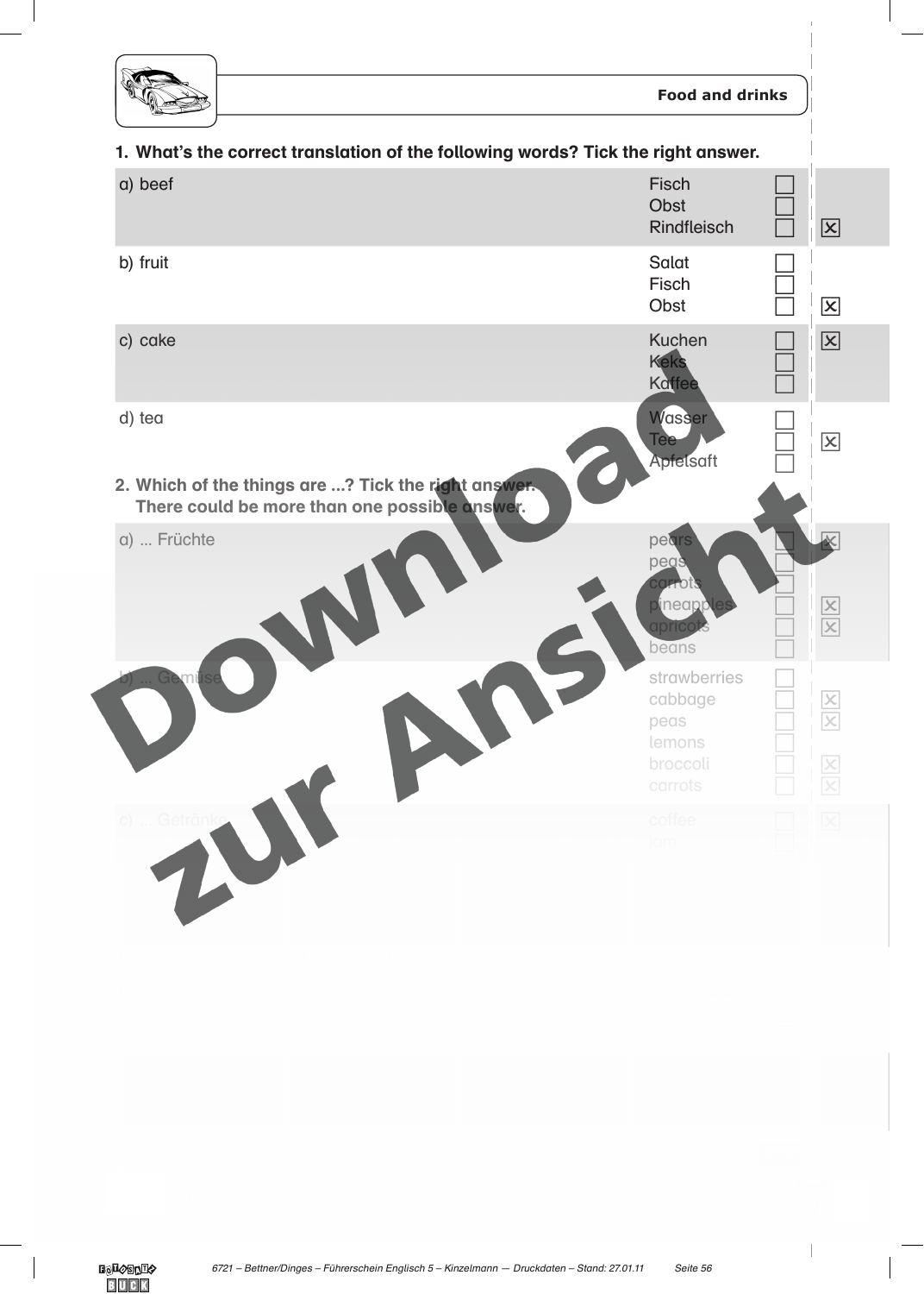## Food and drinks

**1. What's the correct translation of the following words? Tick the right answer.**

| | | | |
|---|---|---|---|
| a) beef | Fisch | ☐ | |
| | Obst | ☐ | |
| | Rindfleisch | ☐ | ☒ |
| b) fruit | Salat | ☐ | |
| | Fisch | ☐ | |
| | Obst | ☐ | ☒ |
| c) cake | Kuchen | ☐ | ☒ |
| | Keks | ☐ | |
| | Kaffee | ☐ | |
| d) tea | Wasser | ☐ | |
| | Tee | ☐ | ☒ |
| | Apfelsaft | ☐ | |

**2. Which of the things are ...? Tick the right answer.
There could be more than one possible answer.**

| | | | |
|---|---|---|---|
| a) ... Früchte | pears | ☐ | ☒ |
| | peas | ☐ | |
| | carrots | ☐ | |
| | pineapples | ☐ | ☒ |
| | apricots | ☐ | ☒ |
| | beans | ☐ | |
| b) ... Gemüse | strawberries | ☐ | |
| | cabbage | ☐ | ☒ |
| | peas | ☐ | ☒ |
| | lemons | ☐ | |
| | broccoli | ☐ | ☒ |
| | carrots | ☐ | ☒ |
| c) ... Getränke | coffee | ☐ | ☒ |
| | jam | ☐ | |

Download zur Ansicht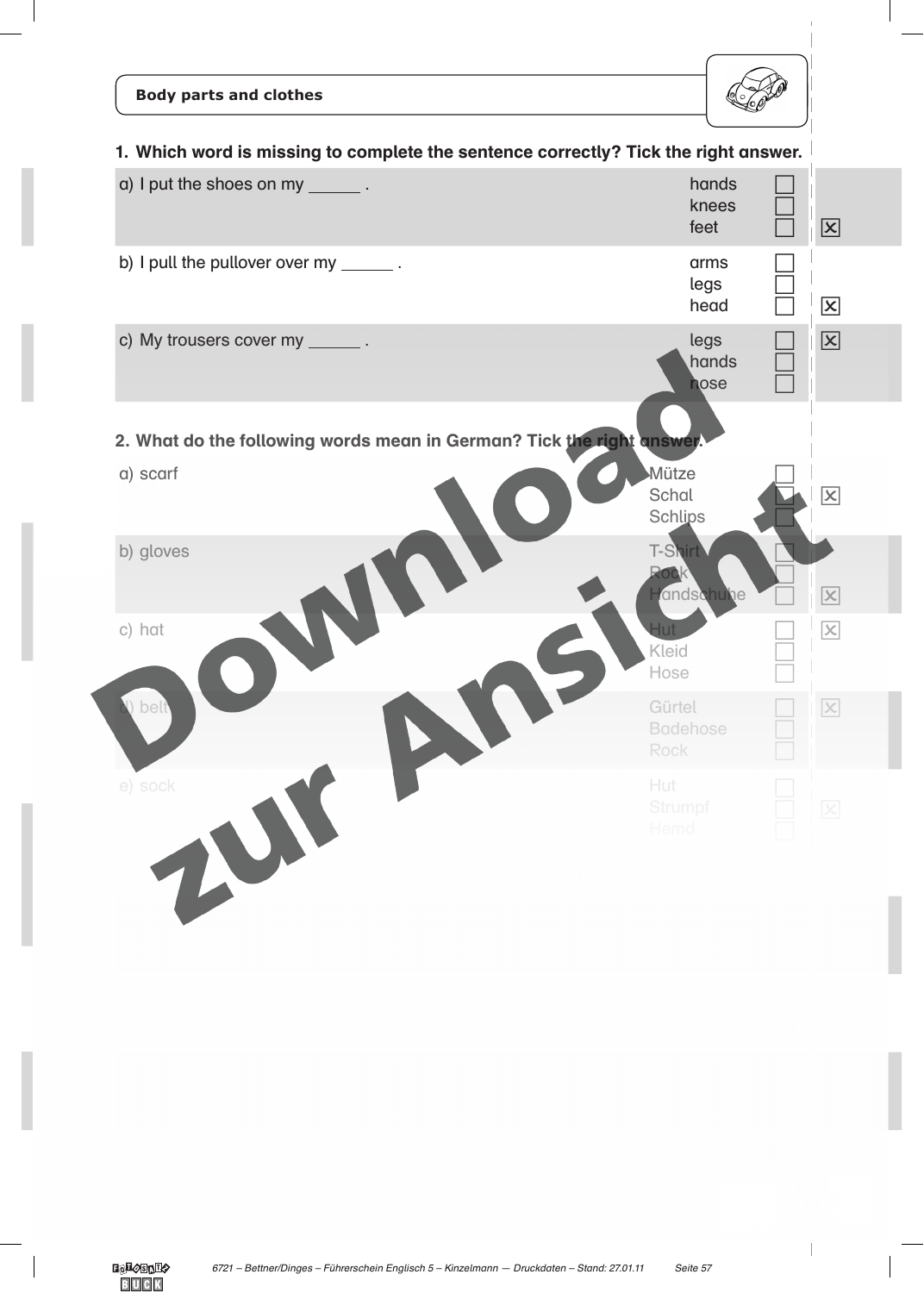## Body parts and clothes

**1. Which word is missing to complete the sentence correctly? Tick the right answer.**

| | | | |
|---|---|---|---|
| a) I put the shoes on my ______ . | hands | ☐ | |
| | knees | ☐ | |
| | feet | ☐ | ☒ |
| b) I pull the pullover over my ______ . | arms | ☐ | |
| | legs | ☐ | |
| | head | ☐ | ☒ |
| c) My trousers cover my ______ . | legs | ☐ | ☒ |
| | hands | ☐ | |
| | nose | ☐ | |

**2. What do the following words mean in German? Tick the right answer.**

| | | | |
|---|---|---|---|
| a) scarf | Mütze | ☐ | |
| | Schal | ☐ | ☒ |
| | Schlips | ☐ | |
| b) gloves | T-Shirt | ☐ | |
| | Rock | ☐ | |
| | Handschuhe | ☐ | ☒ |
| c) hat | Hut | ☐ | ☒ |
| | Kleid | ☐ | |
| | Hose | ☐ | |
| d) belt | Gürtel | ☐ | ☒ |
| | Badehose | ☐ | |
| | Rock | ☐ | |
| e) sock | Hut | ☐ | |
| | Strumpf | ☐ | ☒ |
| | Hemd | ☐ | |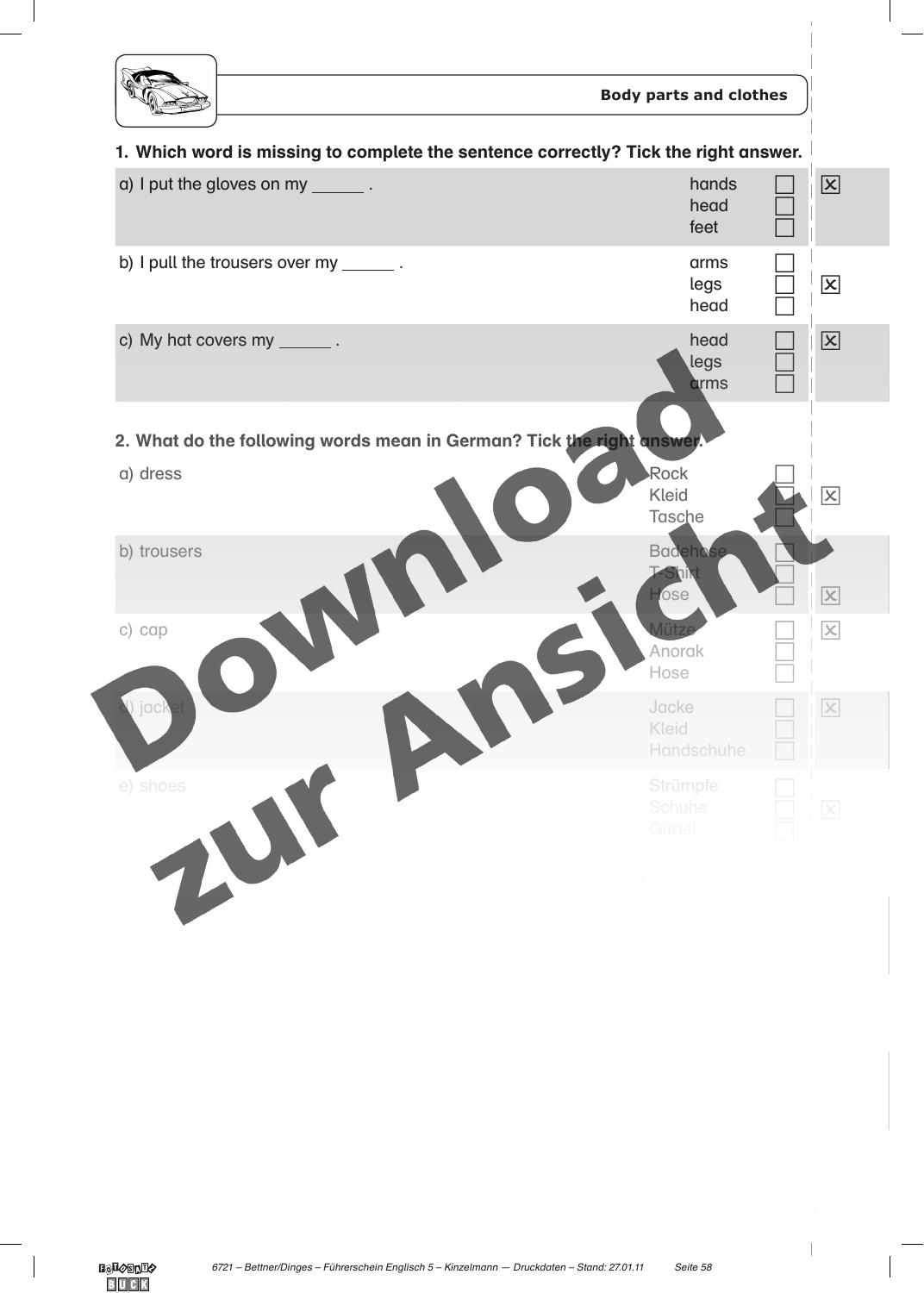## Body parts and clothes

**1. Which word is missing to complete the sentence correctly? Tick the right answer.**

| | | | |
|---|---|---|---|
| a) I put the gloves on my ______ . | hands<br>head<br>feet | ☐<br>☐<br>☐ | ☒ |
| b) I pull the trousers over my ______ . | arms<br>legs<br>head | ☐<br>☐<br>☐ | ☒ |
| c) My hat covers my ______ . | head<br>legs<br>arms | ☐<br>☐<br>☐ | ☒ |

**2. What do the following words mean in German? Tick the right answer.**

| | | | |
|---|---|---|---|
| a) dress | Rock<br>Kleid<br>Tasche | ☐<br>☐<br>☐ | ☒ |
| b) trousers | Badehose<br>T-Shirt<br>Hose | ☐<br>☐<br>☐ | ☒ |
| c) cap | Mütze<br>Anorak<br>Hose | ☐<br>☐<br>☐ | ☒ |
| d) jacket | Jacke<br>Kleid<br>Handschuhe | ☐<br>☐<br>☐ | ☒ |
| e) shoes | Strümpfe<br>Schuhe<br>Gürtel | ☐<br>☐<br>☐ | ☒ |

Download zur Ansicht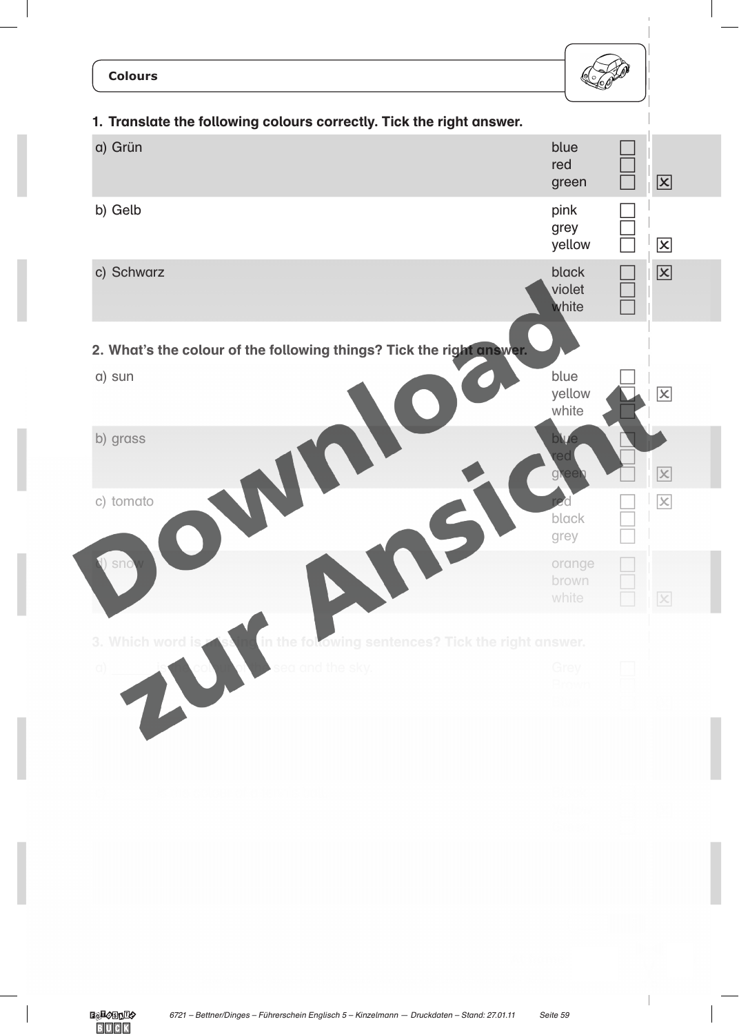## Colours

**1. Translate the following colours correctly. Tick the right answer.**

| | | | |
|---|---|---|---|
| a) Grün | blue | ☐ | |
| | red | ☐ | |
| | green | ☐ | ☒ |
| b) Gelb | pink | ☐ | |
| | grey | ☐ | |
| | yellow | ☐ | ☒ |
| c) Schwarz | black | ☐ | ☒ |
| | violet | ☐ | |
| | white | ☐ | |

**2. What's the colour of the following things? Tick the right answer.**

| | | | |
|---|---|---|---|
| a) sun | blue | ☐ | |
| | yellow | ☐ | ☒ |
| | white | ☐ | |
| b) grass | blue | ☐ | |
| | red | ☐ | |
| | green | ☐ | ☒ |
| c) tomato | red | ☐ | ☒ |
| | black | ☐ | |
| | grey | ☐ | |
| d) snow | orange | ☐ | |
| | brown | ☐ | |
| | white | ☐ | ☒ |

**3. Which word is missing in the following sentences? Tick the right answer.**

a) _______ is the colour of the sea and the sky. Grey ☐